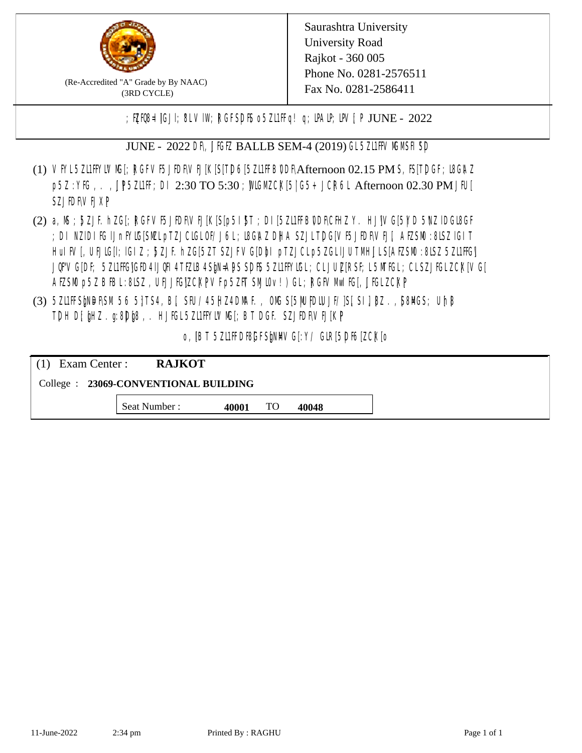Saurashtra University
University Road
Rajkot - 360 005
Phone No. 0281-2576511
Fax No. 0281-2586411

(Re-Accredited "A" Grade by By NAAC)
(3RD CYCLE)

; FZFQ8=|GJI; 8LV IW; RGFSDF5 o5ZL1FFq! q; LPALP; LPV [P JUNE - 2022

JUNE - 2022 DF\, J FGFZ BALLB SEM-4 (2019) GL5ZL1FFV MGMSFI SD

(1) VFYL5ZL1FFYLV MG[; RGFV F5 JFDF\V FJ[K[S[TD6[5ZL1FF B\DF\ Afternoon 02.15 PM S, F5[TD GF; L8G\AZ p5Z:YFG , . , JP5ZL1FF; DI 2:30 TO 5:30 ; \LGMZCK[5|G5+ JCR6L Afternoon 02.30 PM JFU[ SZJFDF\V FJXP

(2) a, M; 5ZJF. hZG[; RGFV F5 JFDF\V FJ[K[S[p5 I 5T ; DI [5ZL1FF B\DF\CFHZ Y. HJ]V G[5 Y D 5 NZ lDGL8GF ; DI NZlDI FG lJnFYLG[SMZL pTZJCLGLOF/ J6L; L8G\A Z DH A SZJLTD G[V F5 JFDF\V FJ[ AFZSM0 :8LSZ lGIT HuIFV[, UFJLG[l; lGIZ ; 5ZJF. hZG[5ZT SZJFV G[D I pTZJCLp5ZGLlJUTMH JLS[AFZSM0 :8LSZ 5ZL1FFG] JQF"V G[DF; 5ZL1FFG]GFD4 lJQFI 4 TFZLB 4 S\N=A D S SD F5 5ZL1FFYLGL; CLJ U Z[RSF; L5 MTFGL; CLSZ JFGLZ CK[V G[ AFZSM0 p5Z B FBL :8LSZ , UFJJFG]ZCK PV Fp5ZFT SMJLv ! ) GL; RGFV Mw I FG[, J FGLZ CK P

(3) 5ZL1FF S\N=D F\SM 5 6 5 ]TS4, B[ SFU/ 45 HZ 4 DMA F. , OMG S[5 M U FD LU JF/ ]S[ SI ] BZ . , 5 8 M G S; U h B TD H D[ \HZ . g: 8D \8 , . HJFGL 5ZL1FFYLV MG[; B T DGF. SZJFDF\V FJ[K P

o, [B T 5ZL1FF DF8[GF S\N=V G[:Y/ GLR[5 DF6[ZCK[o

| (1) Exam Center : | **RAJKOT** | | |
|---|---|---|---|
| College : | **23069-CONVENTIONAL BUILDING** | | |
| Seat Number : | **40001** | TO | **40048** |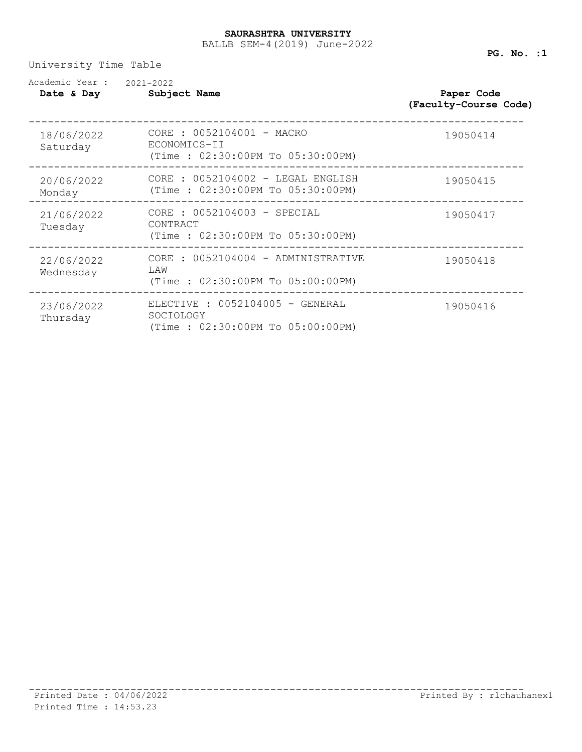**SAURASHTRA UNIVERSITY**

BALLB SEM-4(2019) June-2022

University Time Table

Academic Year : 2021-2022

| Date & Day | Subject Name | Paper Code (Faculty-Course Code) |
|---|---|---|
| 18/06/2022 Saturday | CORE : 0052104001 - MACRO ECONOMICS-II (Time : 02:30:00PM To 05:30:00PM) | 19050414 |
| 20/06/2022 Monday | CORE : 0052104002 - LEGAL ENGLISH (Time : 02:30:00PM To 05:30:00PM) | 19050415 |
| 21/06/2022 Tuesday | CORE : 0052104003 - SPECIAL CONTRACT (Time : 02:30:00PM To 05:30:00PM) | 19050417 |
| 22/06/2022 Wednesday | CORE : 0052104004 - ADMINISTRATIVE LAW (Time : 02:30:00PM To 05:00:00PM) | 19050418 |
| 23/06/2022 Thursday | ELECTIVE : 0052104005 - GENERAL SOCIOLOGY (Time : 02:30:00PM To 05:00:00PM) | 19050416 |

Printed Date : 04/06/2022

Printed Time : 14:53.23

Printed By : rlchauhanex1